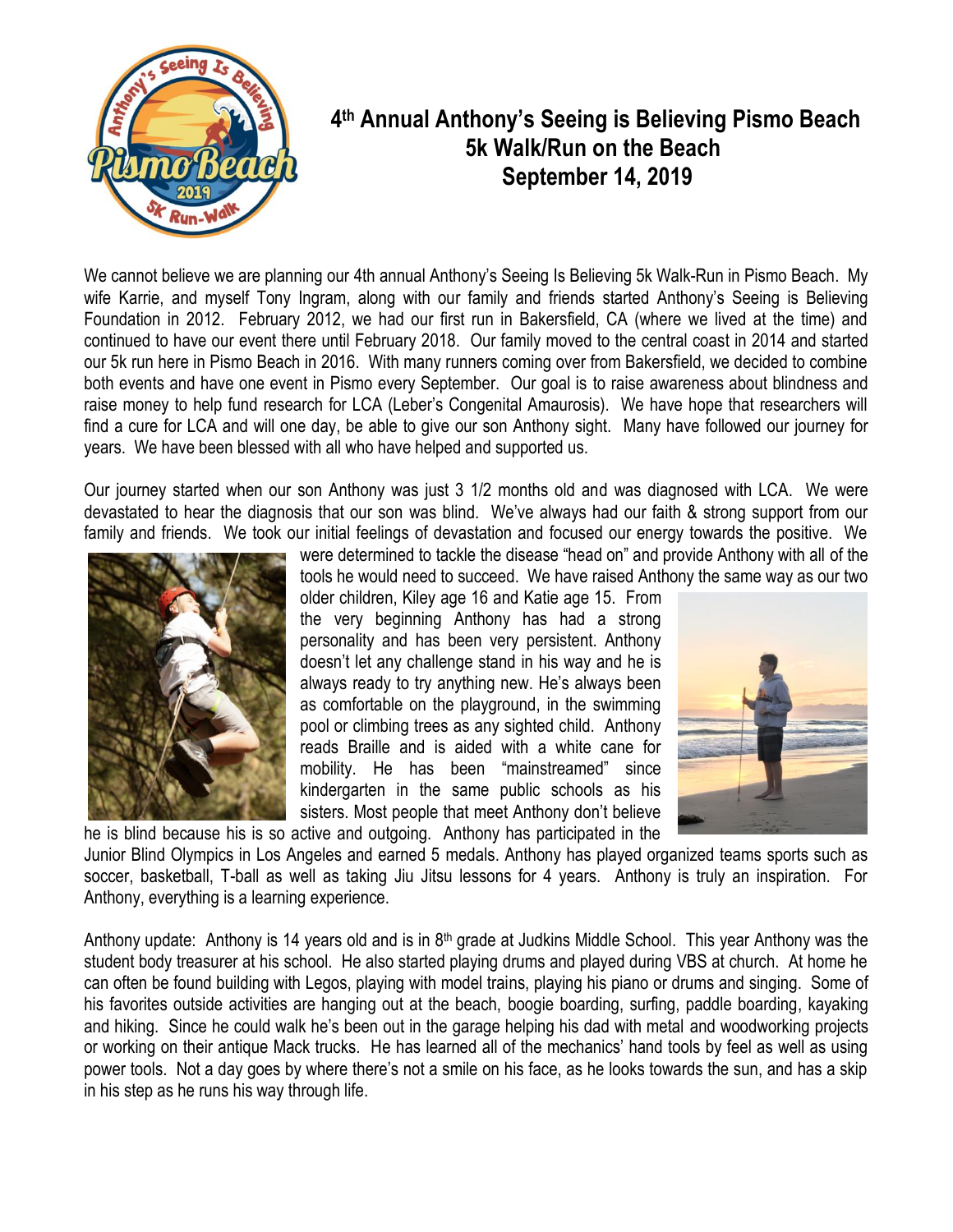# 4th Annual Anthony's Seeing is Believing Pismo Beach 5k Walk/Run on the Beach September 14, 2019

We cannot believe we are planning our 4th annual Anthony's Seeing Is Believing 5k Walk-Run in Pismo Beach. My wife Karrie, and myself Tony Ingram, along with our family and friends started Anthony's Seeing is Believing Foundation in 2012. February 2012, we had our first run in Bakersfield, CA (where we lived at the time) and continued to have our event there until February 2018. Our family moved to the central coast in 2014 and started our 5k run here in Pismo Beach in 2016. With many runners coming over from Bakersfield, we decided to combine both events and have one event in Pismo every September. Our goal is to raise awareness about blindness and raise money to help fund research for LCA (Leber's Congenital Amaurosis). We have hope that researchers will find a cure for LCA and will one day, be able to give our son Anthony sight. Many have followed our journey for years. We have been blessed with all who have helped and supported us.

Our journey started when our son Anthony was just 3 1/2 months old and was diagnosed with LCA. We were devastated to hear the diagnosis that our son was blind. We've always had our faith & strong support from our family and friends. We took our initial feelings of devastation and focused our energy towards the positive. We were determined to tackle the disease "head on" and provide Anthony with all of the tools he would need to succeed. We have raised Anthony the same way as our two older children, Kiley age 16 and Katie age 15. From the very beginning Anthony has had a strong personality and has been very persistent. Anthony doesn't let any challenge stand in his way and he is always ready to try anything new. He's always been as comfortable on the playground, in the swimming pool or climbing trees as any sighted child. Anthony reads Braille and is aided with a white cane for mobility. He has been "mainstreamed" since kindergarten in the same public schools as his sisters. Most people that meet Anthony don't believe he is blind because his is so active and outgoing. Anthony has participated in the Junior Blind Olympics in Los Angeles and earned 5 medals. Anthony has played organized teams sports such as soccer, basketball, T-ball as well as taking Jiu Jitsu lessons for 4 years. Anthony is truly an inspiration. For Anthony, everything is a learning experience.

Anthony update: Anthony is 14 years old and is in 8th grade at Judkins Middle School. This year Anthony was the student body treasurer at his school. He also started playing drums and played during VBS at church. At home he can often be found building with Legos, playing with model trains, playing his piano or drums and singing. Some of his favorites outside activities are hanging out at the beach, boogie boarding, surfing, paddle boarding, kayaking and hiking. Since he could walk he's been out in the garage helping his dad with metal and woodworking projects or working on their antique Mack trucks. He has learned all of the mechanics' hand tools by feel as well as using power tools. Not a day goes by where there's not a smile on his face, as he looks towards the sun, and has a skip in his step as he runs his way through life.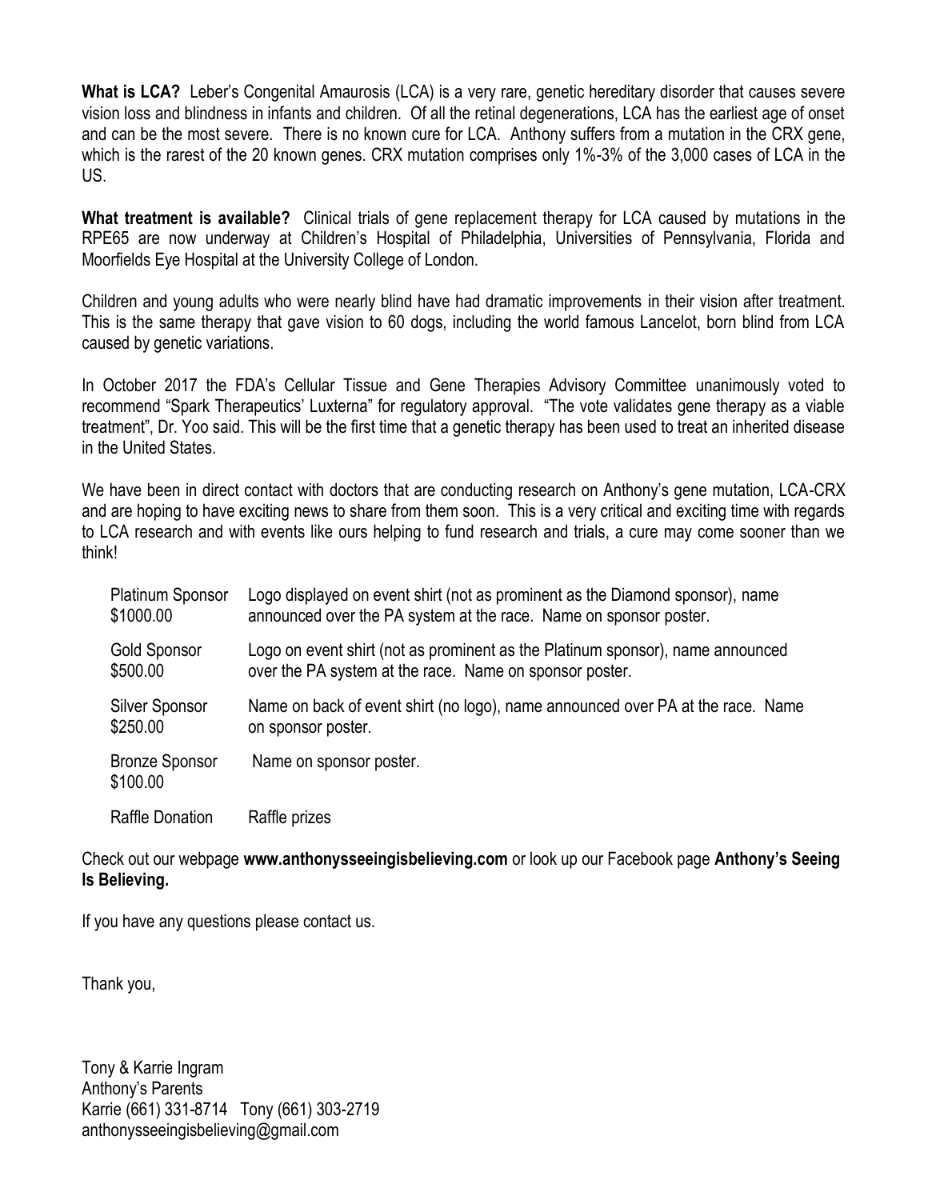**What is LCA?** Leber's Congenital Amaurosis (LCA) is a very rare, genetic hereditary disorder that causes severe vision loss and blindness in infants and children. Of all the retinal degenerations, LCA has the earliest age of onset and can be the most severe. There is no known cure for LCA. Anthony suffers from a mutation in the CRX gene, which is the rarest of the 20 known genes. CRX mutation comprises only 1%-3% of the 3,000 cases of LCA in the US.

**What treatment is available?** Clinical trials of gene replacement therapy for LCA caused by mutations in the RPE65 are now underway at Children's Hospital of Philadelphia, Universities of Pennsylvania, Florida and Moorfields Eye Hospital at the University College of London.

Children and young adults who were nearly blind have had dramatic improvements in their vision after treatment. This is the same therapy that gave vision to 60 dogs, including the world famous Lancelot, born blind from LCA caused by genetic variations.

In October 2017 the FDA's Cellular Tissue and Gene Therapies Advisory Committee unanimously voted to recommend "Spark Therapeutics' Luxterna" for regulatory approval. "The vote validates gene therapy as a viable treatment", Dr. Yoo said. This will be the first time that a genetic therapy has been used to treat an inherited disease in the United States.

We have been in direct contact with doctors that are conducting research on Anthony's gene mutation, LCA-CRX and are hoping to have exciting news to share from them soon. This is a very critical and exciting time with regards to LCA research and with events like ours helping to fund research and trials, a cure may come sooner than we think!

| | |
|---|---|
| Platinum Sponsor $1000.00 | Logo displayed on event shirt (not as prominent as the Diamond sponsor), name announced over the PA system at the race. Name on sponsor poster. |
| Gold Sponsor $500.00 | Logo on event shirt (not as prominent as the Platinum sponsor), name announced over the PA system at the race. Name on sponsor poster. |
| Silver Sponsor $250.00 | Name on back of event shirt (no logo), name announced over PA at the race. Name on sponsor poster. |
| Bronze Sponsor $100.00 | Name on sponsor poster. |
| Raffle Donation | Raffle prizes |

Check out our webpage **www.anthonysseeingisbelieving.com** or look up our Facebook page **Anthony's Seeing Is Believing.**

If you have any questions please contact us.

Thank you,

Tony & Karrie Ingram
Anthony's Parents
Karrie (661) 331-8714 Tony (661) 303-2719
anthonysseeingisbelieving@gmail.com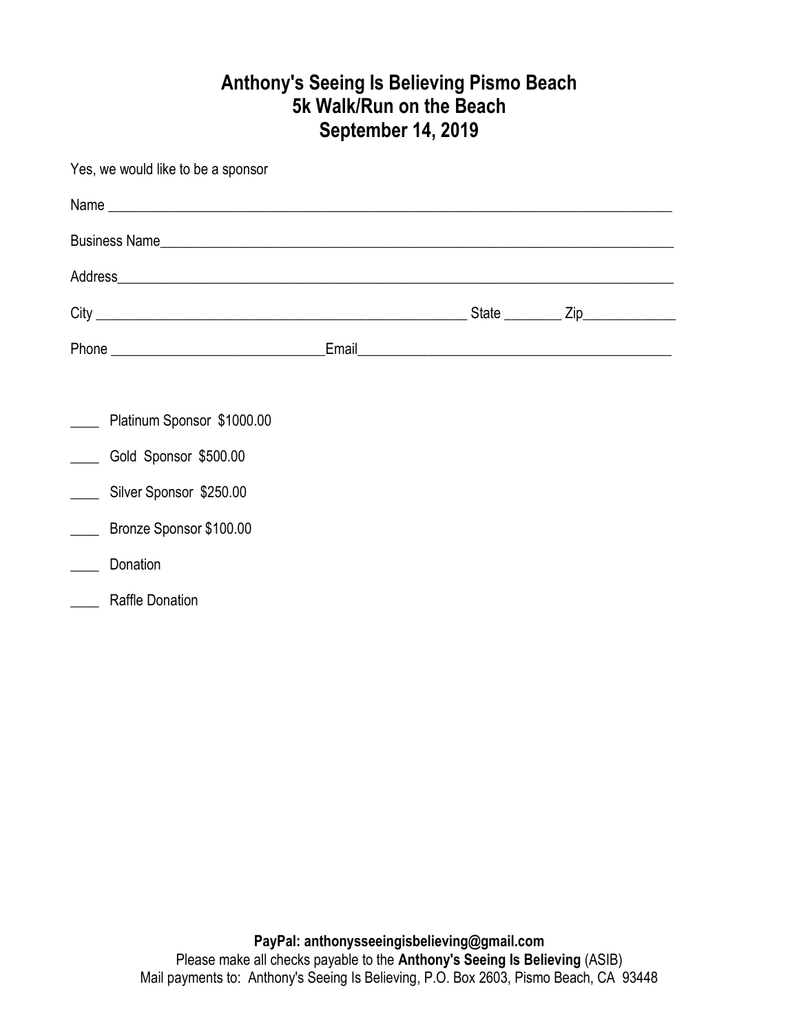# Anthony's Seeing Is Believing Pismo Beach
# 5k Walk/Run on the Beach
# September 14, 2019

Yes, we would like to be a sponsor

Name ______________________________________________________________________________

Business Name_______________________________________________________________________

Address____________________________________________________________________________

City __________________________________________________ State ________ Zip_____________

Phone _____________________________Email___________________________________________

____ Platinum Sponsor $1000.00

____ Gold Sponsor $500.00

____ Silver Sponsor $250.00

____ Bronze Sponsor $100.00

____ Donation

____ Raffle Donation

**PayPal: anthonysseeingisbelieving@gmail.com**

Please make all checks payable to the **Anthony's Seeing Is Believing** (ASIB)

Mail payments to: Anthony's Seeing Is Believing, P.O. Box 2603, Pismo Beach, CA 93448